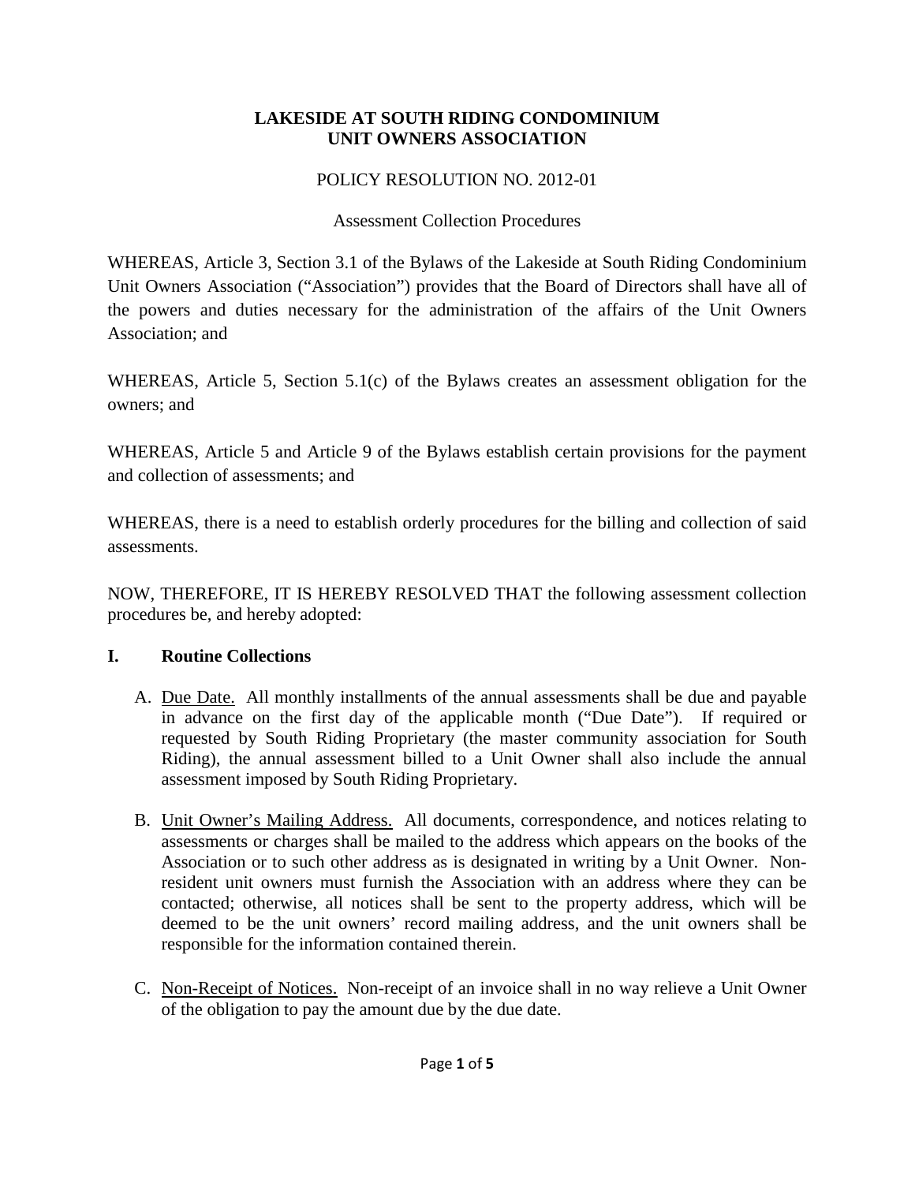# LAKESIDE AT SOUTH RIDING CONDOMINIUM UNIT OWNERS ASSOCIATION

POLICY RESOLUTION NO. 2012-01

Assessment Collection Procedures

WHEREAS, Article 3, Section 3.1 of the Bylaws of the Lakeside at South Riding Condominium Unit Owners Association ("Association") provides that the Board of Directors shall have all of the powers and duties necessary for the administration of the affairs of the Unit Owners Association; and

WHEREAS, Article 5, Section 5.1(c) of the Bylaws creates an assessment obligation for the owners; and

WHEREAS, Article 5 and Article 9 of the Bylaws establish certain provisions for the payment and collection of assessments; and

WHEREAS, there is a need to establish orderly procedures for the billing and collection of said assessments.

NOW, THEREFORE, IT IS HEREBY RESOLVED THAT the following assessment collection procedures be, and hereby adopted:

## I. Routine Collections

A. Due Date. All monthly installments of the annual assessments shall be due and payable in advance on the first day of the applicable month ("Due Date"). If required or requested by South Riding Proprietary (the master community association for South Riding), the annual assessment billed to a Unit Owner shall also include the annual assessment imposed by South Riding Proprietary.

B. Unit Owner's Mailing Address. All documents, correspondence, and notices relating to assessments or charges shall be mailed to the address which appears on the books of the Association or to such other address as is designated in writing by a Unit Owner. Non-resident unit owners must furnish the Association with an address where they can be contacted; otherwise, all notices shall be sent to the property address, which will be deemed to be the unit owners' record mailing address, and the unit owners shall be responsible for the information contained therein.

C. Non-Receipt of Notices. Non-receipt of an invoice shall in no way relieve a Unit Owner of the obligation to pay the amount due by the due date.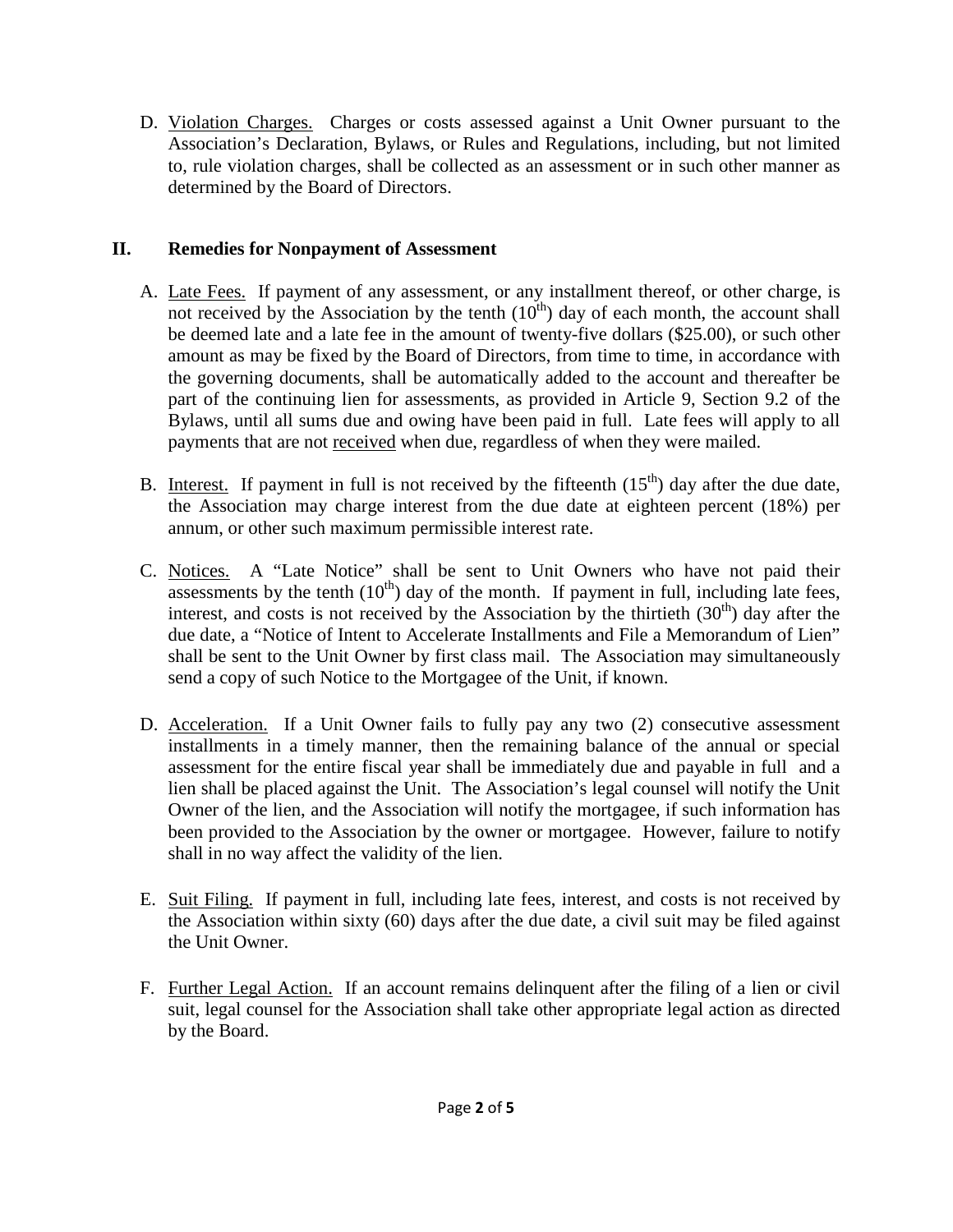D. Violation Charges. Charges or costs assessed against a Unit Owner pursuant to the Association's Declaration, Bylaws, or Rules and Regulations, including, but not limited to, rule violation charges, shall be collected as an assessment or in such other manner as determined by the Board of Directors.

## II. Remedies for Nonpayment of Assessment

A. Late Fees. If payment of any assessment, or any installment thereof, or other charge, is not received by the Association by the tenth (10th) day of each month, the account shall be deemed late and a late fee in the amount of twenty-five dollars ($25.00), or such other amount as may be fixed by the Board of Directors, from time to time, in accordance with the governing documents, shall be automatically added to the account and thereafter be part of the continuing lien for assessments, as provided in Article 9, Section 9.2 of the Bylaws, until all sums due and owing have been paid in full. Late fees will apply to all payments that are not received when due, regardless of when they were mailed.

B. Interest. If payment in full is not received by the fifteenth (15th) day after the due date, the Association may charge interest from the due date at eighteen percent (18%) per annum, or other such maximum permissible interest rate.

C. Notices. A "Late Notice" shall be sent to Unit Owners who have not paid their assessments by the tenth (10th) day of the month. If payment in full, including late fees, interest, and costs is not received by the Association by the thirtieth (30th) day after the due date, a "Notice of Intent to Accelerate Installments and File a Memorandum of Lien" shall be sent to the Unit Owner by first class mail. The Association may simultaneously send a copy of such Notice to the Mortgagee of the Unit, if known.

D. Acceleration. If a Unit Owner fails to fully pay any two (2) consecutive assessment installments in a timely manner, then the remaining balance of the annual or special assessment for the entire fiscal year shall be immediately due and payable in full and a lien shall be placed against the Unit. The Association's legal counsel will notify the Unit Owner of the lien, and the Association will notify the mortgagee, if such information has been provided to the Association by the owner or mortgagee. However, failure to notify shall in no way affect the validity of the lien.

E. Suit Filing. If payment in full, including late fees, interest, and costs is not received by the Association within sixty (60) days after the due date, a civil suit may be filed against the Unit Owner.

F. Further Legal Action. If an account remains delinquent after the filing of a lien or civil suit, legal counsel for the Association shall take other appropriate legal action as directed by the Board.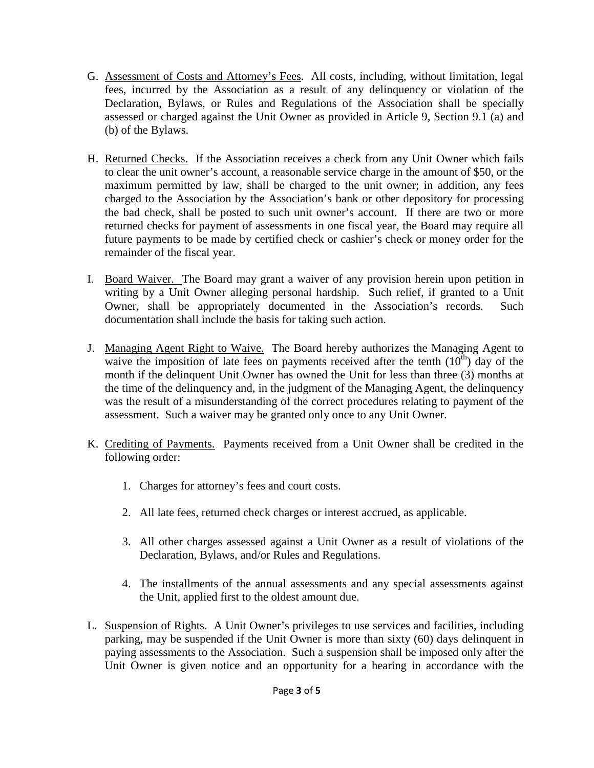G. <u>Assessment of Costs and Attorney's Fees</u>. All costs, including, without limitation, legal fees, incurred by the Association as a result of any delinquency or violation of the Declaration, Bylaws, or Rules and Regulations of the Association shall be specially assessed or charged against the Unit Owner as provided in Article 9, Section 9.1 (a) and (b) of the Bylaws.

H. <u>Returned Checks.</u> If the Association receives a check from any Unit Owner which fails to clear the unit owner's account, a reasonable service charge in the amount of $50, or the maximum permitted by law, shall be charged to the unit owner; in addition, any fees charged to the Association by the Association's bank or other depository for processing the bad check, shall be posted to such unit owner's account. If there are two or more returned checks for payment of assessments in one fiscal year, the Board may require all future payments to be made by certified check or cashier's check or money order for the remainder of the fiscal year.

I. <u>Board Waiver.</u> The Board may grant a waiver of any provision herein upon petition in writing by a Unit Owner alleging personal hardship. Such relief, if granted to a Unit Owner, shall be appropriately documented in the Association's records. Such documentation shall include the basis for taking such action.

J. <u>Managing Agent Right to Waive.</u> The Board hereby authorizes the Managing Agent to waive the imposition of late fees on payments received after the tenth (10th) day of the month if the delinquent Unit Owner has owned the Unit for less than three (3) months at the time of the delinquency and, in the judgment of the Managing Agent, the delinquency was the result of a misunderstanding of the correct procedures relating to payment of the assessment. Such a waiver may be granted only once to any Unit Owner.

K. <u>Crediting of Payments.</u> Payments received from a Unit Owner shall be credited in the following order:

   1. Charges for attorney's fees and court costs.

   2. All late fees, returned check charges or interest accrued, as applicable.

   3. All other charges assessed against a Unit Owner as a result of violations of the Declaration, Bylaws, and/or Rules and Regulations.

   4. The installments of the annual assessments and any special assessments against the Unit, applied first to the oldest amount due.

L. <u>Suspension of Rights.</u> A Unit Owner's privileges to use services and facilities, including parking, may be suspended if the Unit Owner is more than sixty (60) days delinquent in paying assessments to the Association. Such a suspension shall be imposed only after the Unit Owner is given notice and an opportunity for a hearing in accordance with the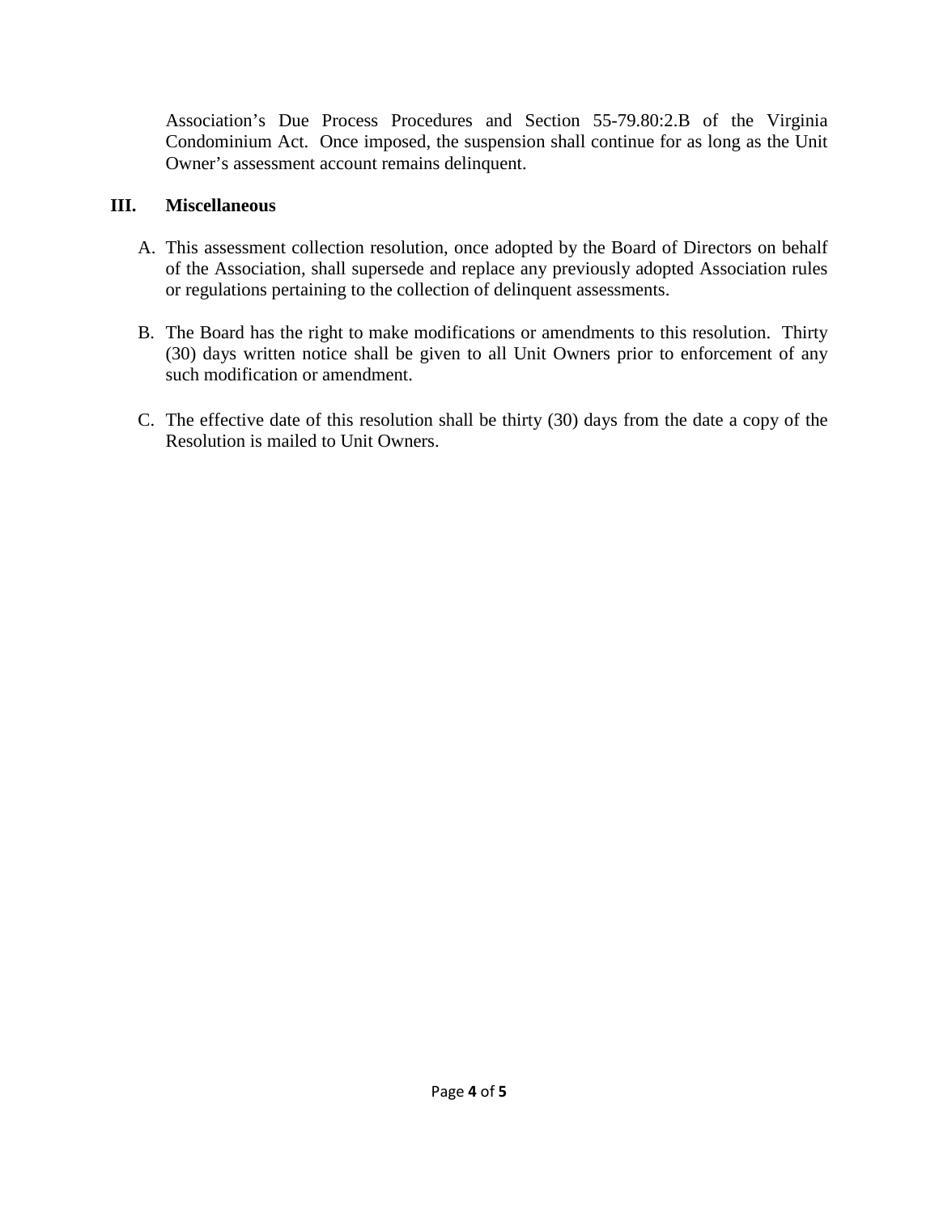Association's Due Process Procedures and Section 55-79.80:2.B of the Virginia Condominium Act. Once imposed, the suspension shall continue for as long as the Unit Owner's assessment account remains delinquent.

## III. Miscellaneous

A. This assessment collection resolution, once adopted by the Board of Directors on behalf of the Association, shall supersede and replace any previously adopted Association rules or regulations pertaining to the collection of delinquent assessments.

B. The Board has the right to make modifications or amendments to this resolution. Thirty (30) days written notice shall be given to all Unit Owners prior to enforcement of any such modification or amendment.

C. The effective date of this resolution shall be thirty (30) days from the date a copy of the Resolution is mailed to Unit Owners.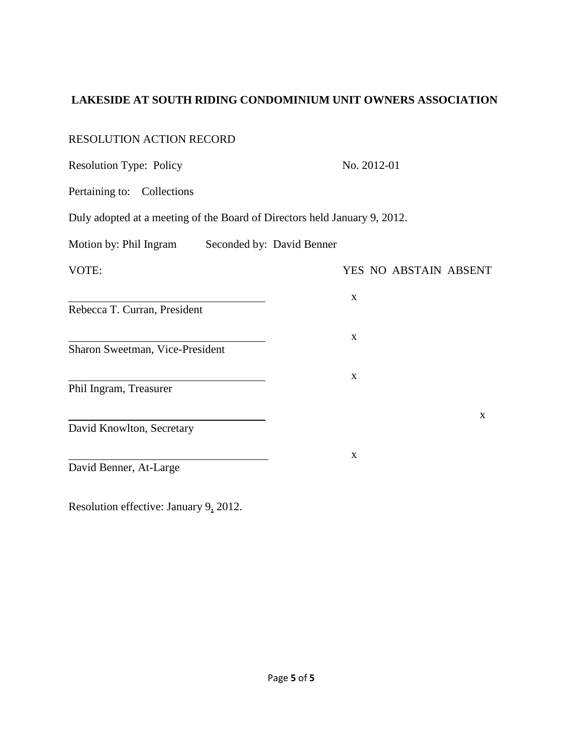**LAKESIDE AT SOUTH RIDING CONDOMINIUM UNIT OWNERS ASSOCIATION**

RESOLUTION ACTION RECORD

Resolution Type: Policy No. 2012-01

Pertaining to: Collections

Duly adopted at a meeting of the Board of Directors held January 9, 2012.

Motion by: Phil Ingram Seconded by: David Benner

| VOTE: | YES | NO | ABSTAIN | ABSENT |
|---|---|---|---|---|
| Rebecca T. Curran, President | x | | | |
| Sharon Sweetman, Vice-President | x | | | |
| Phil Ingram, Treasurer | x | | | |
| David Knowlton, Secretary | | | | x |
| David Benner, At-Large | x | | | |

Resolution effective: January 9, 2012.